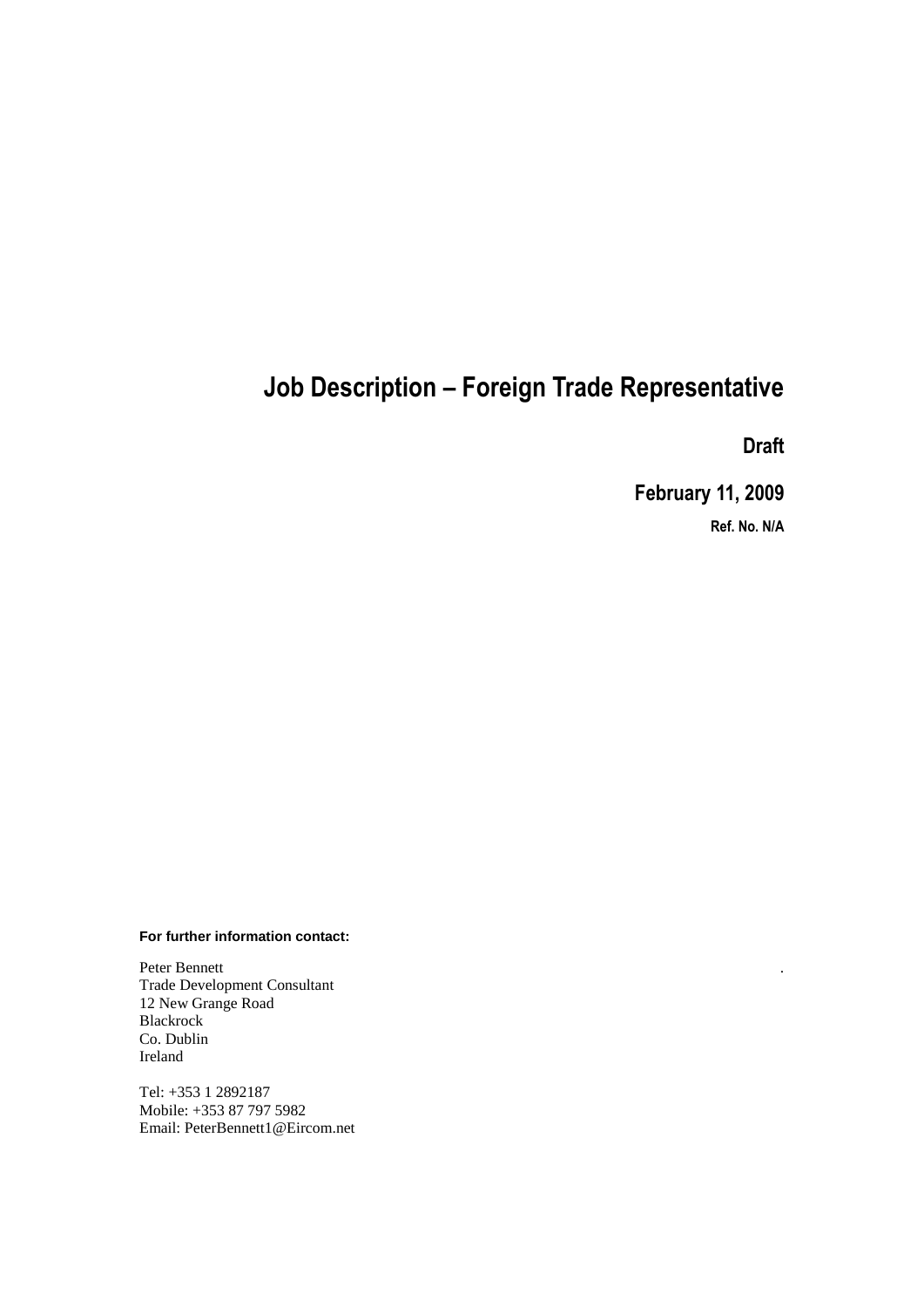# Job Description – Foreign Trade Representative

**Draft**

**February 11, 2009**

**Ref. No. N/A**

**For further information contact:**

Peter Bennett  
Trade Development Consultant  
12 New Grange Road  
Blackrock  
Co. Dublin  
Ireland

Tel: +353 1 2892187  
Mobile: +353 87 797 5982  
Email: PeterBennett1@Eircom.net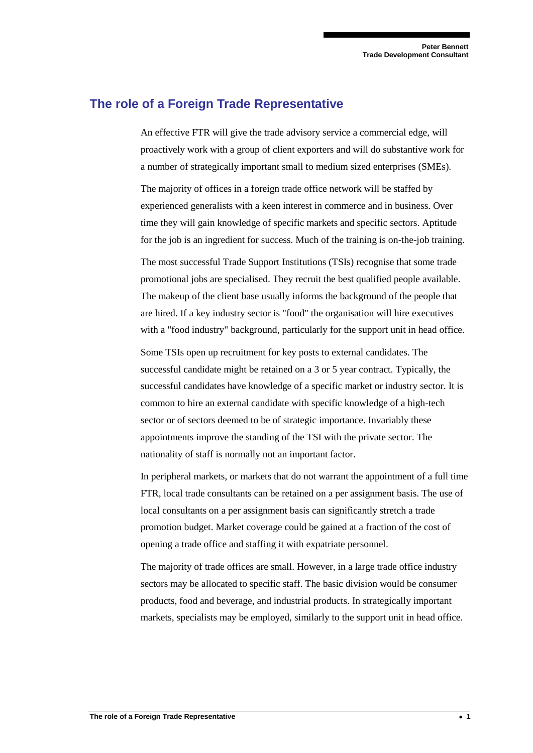## The role of a Foreign Trade Representative

An effective FTR will give the trade advisory service a commercial edge, will proactively work with a group of client exporters and will do substantive work for a number of strategically important small to medium sized enterprises (SMEs).

The majority of offices in a foreign trade office network will be staffed by experienced generalists with a keen interest in commerce and in business. Over time they will gain knowledge of specific markets and specific sectors. Aptitude for the job is an ingredient for success. Much of the training is on-the-job training.

The most successful Trade Support Institutions (TSIs) recognise that some trade promotional jobs are specialised. They recruit the best qualified people available. The makeup of the client base usually informs the background of the people that are hired. If a key industry sector is "food" the organisation will hire executives with a "food industry" background, particularly for the support unit in head office.

Some TSIs open up recruitment for key posts to external candidates. The successful candidate might be retained on a 3 or 5 year contract. Typically, the successful candidates have knowledge of a specific market or industry sector. It is common to hire an external candidate with specific knowledge of a high-tech sector or of sectors deemed to be of strategic importance. Invariably these appointments improve the standing of the TSI with the private sector. The nationality of staff is normally not an important factor.

In peripheral markets, or markets that do not warrant the appointment of a full time FTR, local trade consultants can be retained on a per assignment basis. The use of local consultants on a per assignment basis can significantly stretch a trade promotion budget. Market coverage could be gained at a fraction of the cost of opening a trade office and staffing it with expatriate personnel.

The majority of trade offices are small. However, in a large trade office industry sectors may be allocated to specific staff. The basic division would be consumer products, food and beverage, and industrial products. In strategically important markets, specialists may be employed, similarly to the support unit in head office.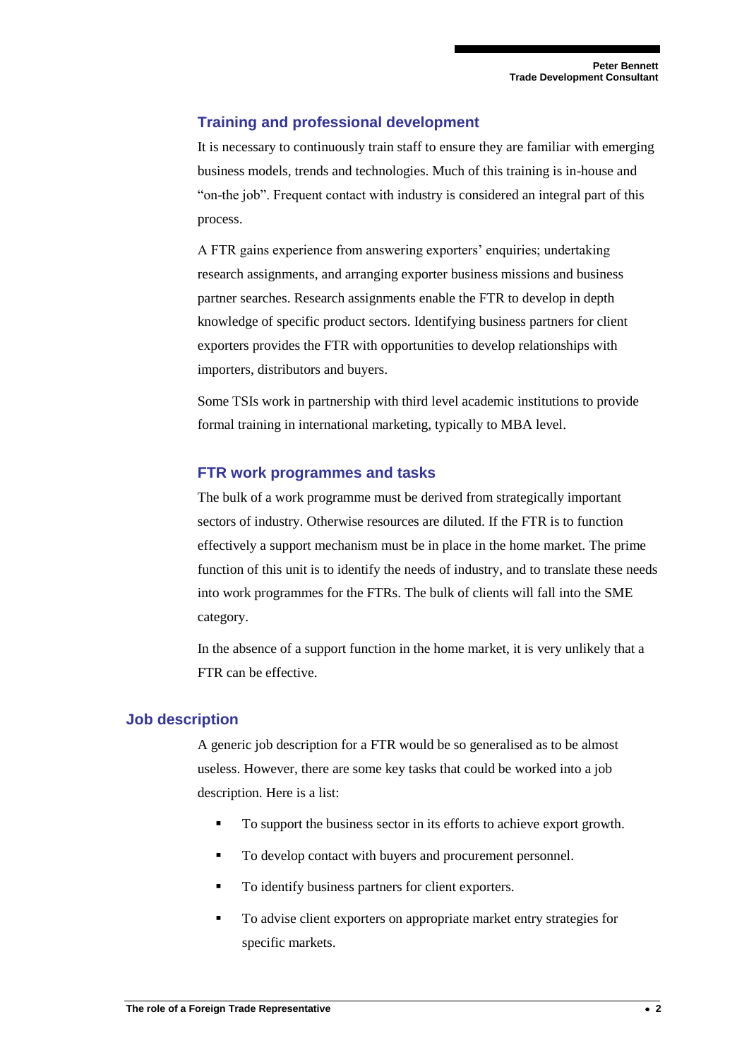### Training and professional development

It is necessary to continuously train staff to ensure they are familiar with emerging business models, trends and technologies. Much of this training is in-house and "on-the job". Frequent contact with industry is considered an integral part of this process.

A FTR gains experience from answering exporters' enquiries; undertaking research assignments, and arranging exporter business missions and business partner searches. Research assignments enable the FTR to develop in depth knowledge of specific product sectors. Identifying business partners for client exporters provides the FTR with opportunities to develop relationships with importers, distributors and buyers.

Some TSIs work in partnership with third level academic institutions to provide formal training in international marketing, typically to MBA level.

### FTR work programmes and tasks

The bulk of a work programme must be derived from strategically important sectors of industry. Otherwise resources are diluted. If the FTR is to function effectively a support mechanism must be in place in the home market. The prime function of this unit is to identify the needs of industry, and to translate these needs into work programmes for the FTRs. The bulk of clients will fall into the SME category.

In the absence of a support function in the home market, it is very unlikely that a FTR can be effective.

## Job description

A generic job description for a FTR would be so generalised as to be almost useless. However, there are some key tasks that could be worked into a job description. Here is a list:

- To support the business sector in its efforts to achieve export growth.
- To develop contact with buyers and procurement personnel.
- To identify business partners for client exporters.
- To advise client exporters on appropriate market entry strategies for specific markets.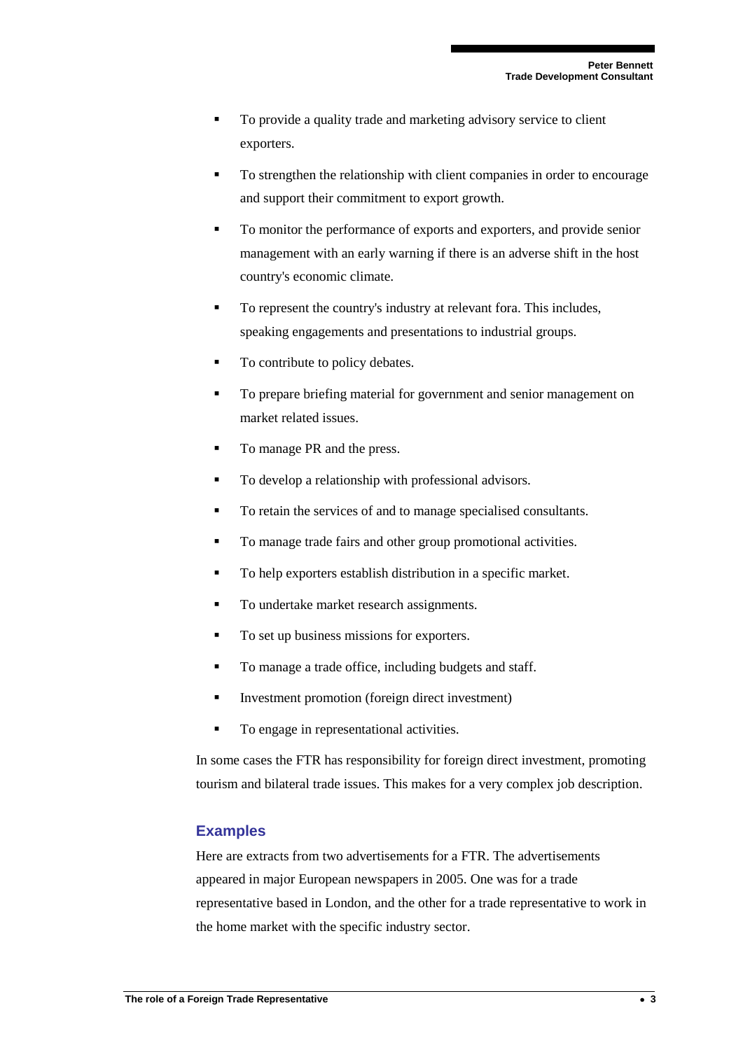- To provide a quality trade and marketing advisory service to client exporters.
- To strengthen the relationship with client companies in order to encourage and support their commitment to export growth.
- To monitor the performance of exports and exporters, and provide senior management with an early warning if there is an adverse shift in the host country's economic climate.
- To represent the country's industry at relevant fora. This includes, speaking engagements and presentations to industrial groups.
- To contribute to policy debates.
- To prepare briefing material for government and senior management on market related issues.
- To manage PR and the press.
- To develop a relationship with professional advisors.
- To retain the services of and to manage specialised consultants.
- To manage trade fairs and other group promotional activities.
- To help exporters establish distribution in a specific market.
- To undertake market research assignments.
- To set up business missions for exporters.
- To manage a trade office, including budgets and staff.
- Investment promotion (foreign direct investment)
- To engage in representational activities.

In some cases the FTR has responsibility for foreign direct investment, promoting tourism and bilateral trade issues. This makes for a very complex job description.

## Examples

Here are extracts from two advertisements for a FTR. The advertisements appeared in major European newspapers in 2005. One was for a trade representative based in London, and the other for a trade representative to work in the home market with the specific industry sector.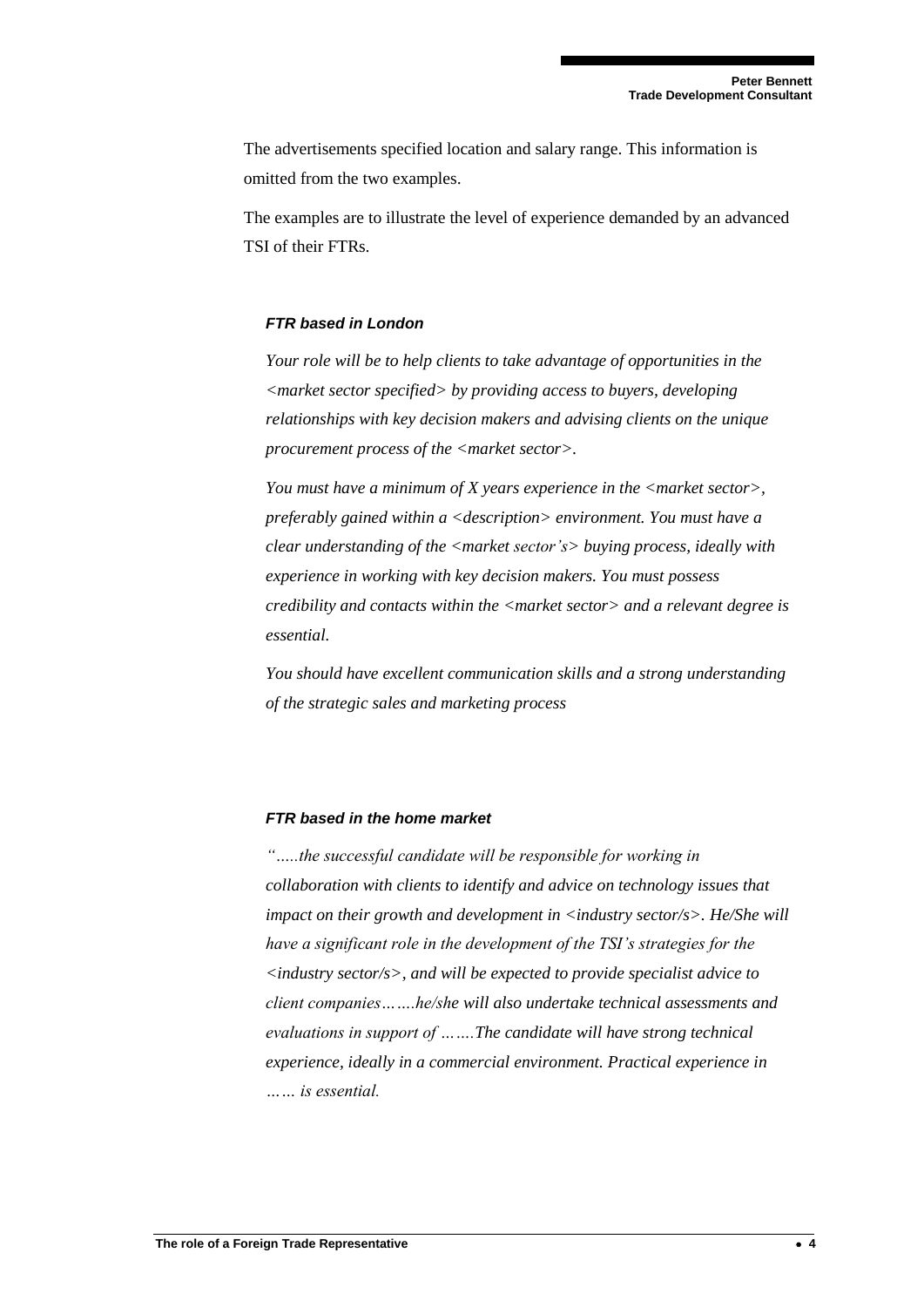The advertisements specified location and salary range. This information is omitted from the two examples.

The examples are to illustrate the level of experience demanded by an advanced TSI of their FTRs.

***FTR based in London***

*Your role will be to help clients to take advantage of opportunities in the <market sector specified> by providing access to buyers, developing relationships with key decision makers and advising clients on the unique procurement process of the <market sector>.*

*You must have a minimum of X years experience in the <market sector>, preferably gained within a <description> environment. You must have a clear understanding of the <market sector's> buying process, ideally with experience in working with key decision makers. You must possess credibility and contacts within the <market sector> and a relevant degree is essential.*

*You should have excellent communication skills and a strong understanding of the strategic sales and marketing process*

***FTR based in the home market***

*"…..the successful candidate will be responsible for working in collaboration with clients to identify and advice on technology issues that impact on their growth and development in <industry sector/s>. He/She will have a significant role in the development of the TSI's strategies for the <industry sector/s>, and will be expected to provide specialist advice to client companies…….he/she will also undertake technical assessments and evaluations in support of …….The candidate will have strong technical experience, ideally in a commercial environment. Practical experience in …… is essential.*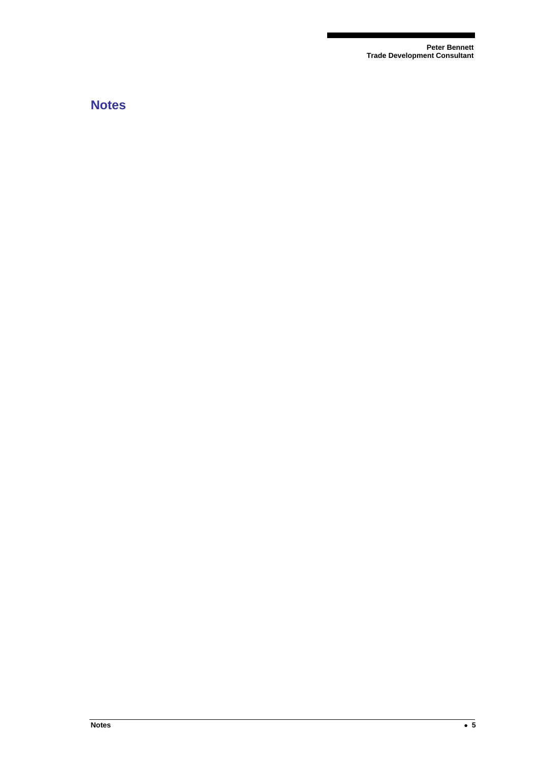## Notes